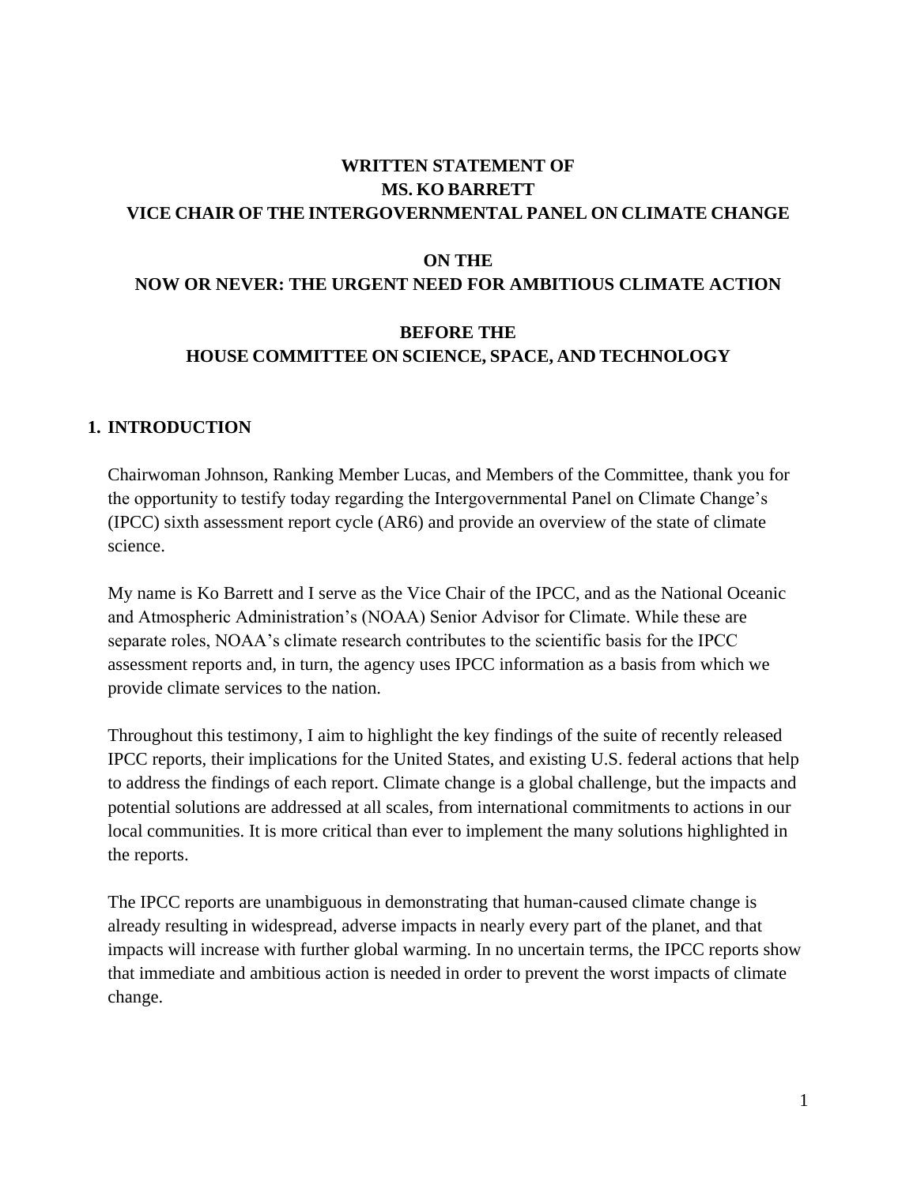**WRITTEN STATEMENT OF**
**MS. KO BARRETT**
**VICE CHAIR OF THE INTERGOVERNMENTAL PANEL ON CLIMATE CHANGE**

**ON THE**
**NOW OR NEVER: THE URGENT NEED FOR AMBITIOUS CLIMATE ACTION**

**BEFORE THE**
**HOUSE COMMITTEE ON SCIENCE, SPACE, AND TECHNOLOGY**

## 1. INTRODUCTION

Chairwoman Johnson, Ranking Member Lucas, and Members of the Committee, thank you for the opportunity to testify today regarding the Intergovernmental Panel on Climate Change's (IPCC) sixth assessment report cycle (AR6) and provide an overview of the state of climate science.

My name is Ko Barrett and I serve as the Vice Chair of the IPCC, and as the National Oceanic and Atmospheric Administration's (NOAA) Senior Advisor for Climate. While these are separate roles, NOAA's climate research contributes to the scientific basis for the IPCC assessment reports and, in turn, the agency uses IPCC information as a basis from which we provide climate services to the nation.

Throughout this testimony, I aim to highlight the key findings of the suite of recently released IPCC reports, their implications for the United States, and existing U.S. federal actions that help to address the findings of each report. Climate change is a global challenge, but the impacts and potential solutions are addressed at all scales, from international commitments to actions in our local communities. It is more critical than ever to implement the many solutions highlighted in the reports.

The IPCC reports are unambiguous in demonstrating that human-caused climate change is already resulting in widespread, adverse impacts in nearly every part of the planet, and that impacts will increase with further global warming. In no uncertain terms, the IPCC reports show that immediate and ambitious action is needed in order to prevent the worst impacts of climate change.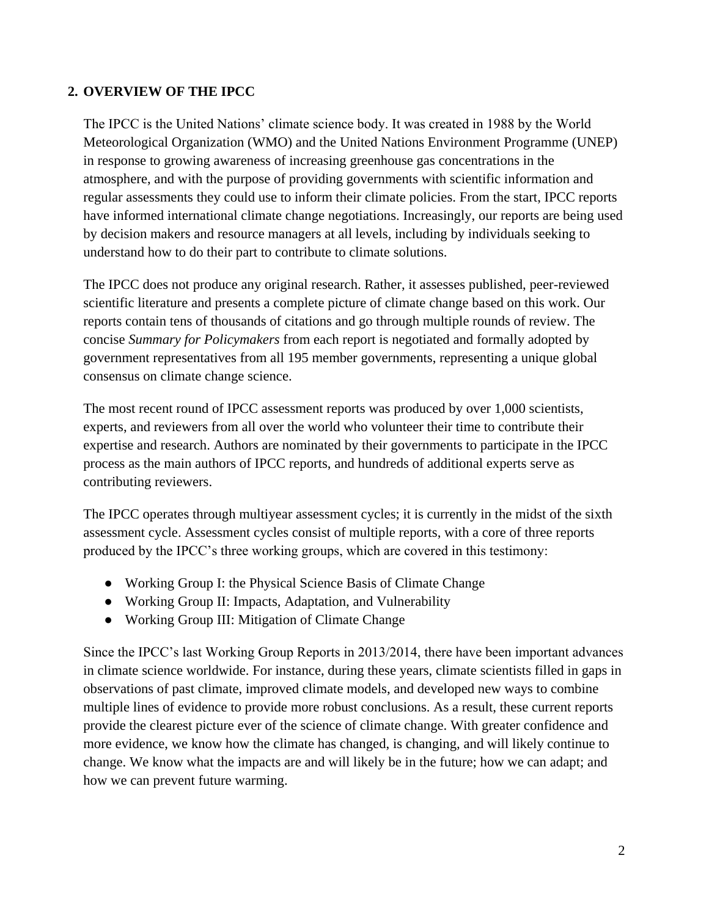## 2. OVERVIEW OF THE IPCC

The IPCC is the United Nations' climate science body. It was created in 1988 by the World Meteorological Organization (WMO) and the United Nations Environment Programme (UNEP) in response to growing awareness of increasing greenhouse gas concentrations in the atmosphere, and with the purpose of providing governments with scientific information and regular assessments they could use to inform their climate policies. From the start, IPCC reports have informed international climate change negotiations. Increasingly, our reports are being used by decision makers and resource managers at all levels, including by individuals seeking to understand how to do their part to contribute to climate solutions.

The IPCC does not produce any original research. Rather, it assesses published, peer-reviewed scientific literature and presents a complete picture of climate change based on this work. Our reports contain tens of thousands of citations and go through multiple rounds of review. The concise *Summary for Policymakers* from each report is negotiated and formally adopted by government representatives from all 195 member governments, representing a unique global consensus on climate change science.

The most recent round of IPCC assessment reports was produced by over 1,000 scientists, experts, and reviewers from all over the world who volunteer their time to contribute their expertise and research. Authors are nominated by their governments to participate in the IPCC process as the main authors of IPCC reports, and hundreds of additional experts serve as contributing reviewers.

The IPCC operates through multiyear assessment cycles; it is currently in the midst of the sixth assessment cycle. Assessment cycles consist of multiple reports, with a core of three reports produced by the IPCC's three working groups, which are covered in this testimony:

- Working Group I: the Physical Science Basis of Climate Change
- Working Group II: Impacts, Adaptation, and Vulnerability
- Working Group III: Mitigation of Climate Change

Since the IPCC's last Working Group Reports in 2013/2014, there have been important advances in climate science worldwide. For instance, during these years, climate scientists filled in gaps in observations of past climate, improved climate models, and developed new ways to combine multiple lines of evidence to provide more robust conclusions. As a result, these current reports provide the clearest picture ever of the science of climate change. With greater confidence and more evidence, we know how the climate has changed, is changing, and will likely continue to change. We know what the impacts are and will likely be in the future; how we can adapt; and how we can prevent future warming.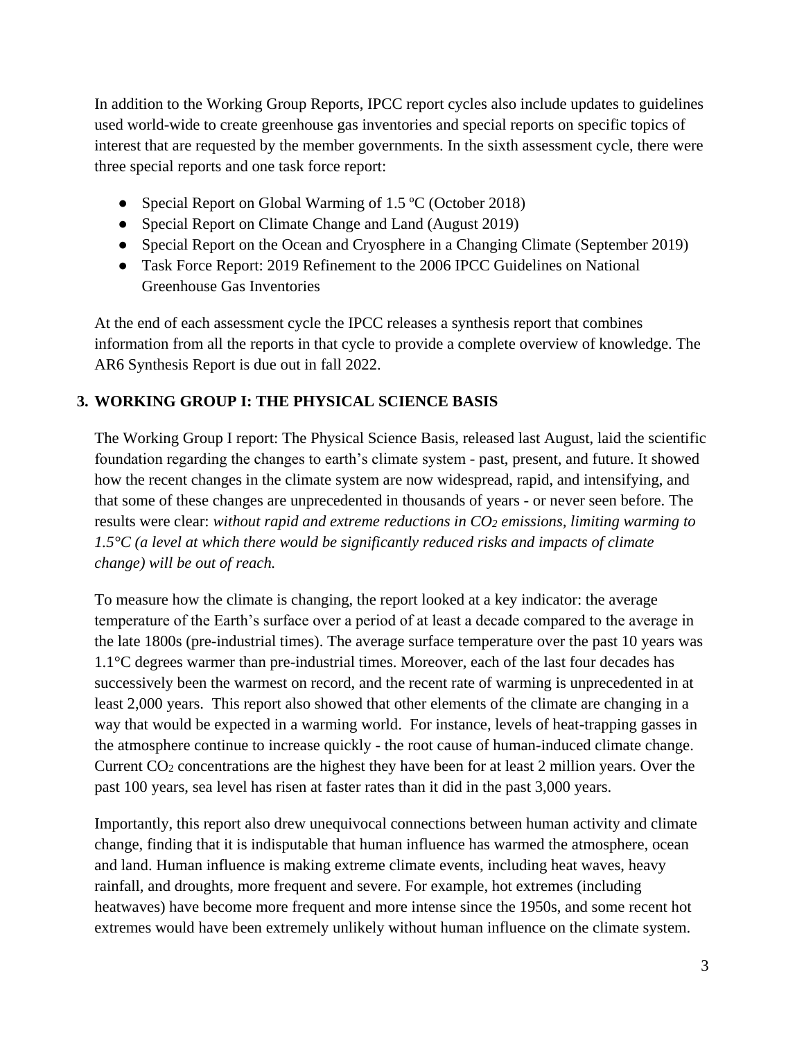In addition to the Working Group Reports, IPCC report cycles also include updates to guidelines used world-wide to create greenhouse gas inventories and special reports on specific topics of interest that are requested by the member governments. In the sixth assessment cycle, there were three special reports and one task force report:

- Special Report on Global Warming of 1.5 ºC (October 2018)
- Special Report on Climate Change and Land (August 2019)
- Special Report on the Ocean and Cryosphere in a Changing Climate (September 2019)
- Task Force Report: 2019 Refinement to the 2006 IPCC Guidelines on National Greenhouse Gas Inventories

At the end of each assessment cycle the IPCC releases a synthesis report that combines information from all the reports in that cycle to provide a complete overview of knowledge. The AR6 Synthesis Report is due out in fall 2022.

## 3. WORKING GROUP I: THE PHYSICAL SCIENCE BASIS

The Working Group I report: The Physical Science Basis, released last August, laid the scientific foundation regarding the changes to earth's climate system - past, present, and future. It showed how the recent changes in the climate system are now widespread, rapid, and intensifying, and that some of these changes are unprecedented in thousands of years - or never seen before. The results were clear: *without rapid and extreme reductions in $CO_2$ emissions, limiting warming to 1.5°C (a level at which there would be significantly reduced risks and impacts of climate change) will be out of reach.*

To measure how the climate is changing, the report looked at a key indicator: the average temperature of the Earth's surface over a period of at least a decade compared to the average in the late 1800s (pre-industrial times). The average surface temperature over the past 10 years was 1.1°C degrees warmer than pre-industrial times. Moreover, each of the last four decades has successively been the warmest on record, and the recent rate of warming is unprecedented in at least 2,000 years. This report also showed that other elements of the climate are changing in a way that would be expected in a warming world. For instance, levels of heat-trapping gasses in the atmosphere continue to increase quickly - the root cause of human-induced climate change. Current $CO_2$ concentrations are the highest they have been for at least 2 million years. Over the past 100 years, sea level has risen at faster rates than it did in the past 3,000 years.

Importantly, this report also drew unequivocal connections between human activity and climate change, finding that it is indisputable that human influence has warmed the atmosphere, ocean and land. Human influence is making extreme climate events, including heat waves, heavy rainfall, and droughts, more frequent and severe. For example, hot extremes (including heatwaves) have become more frequent and more intense since the 1950s, and some recent hot extremes would have been extremely unlikely without human influence on the climate system.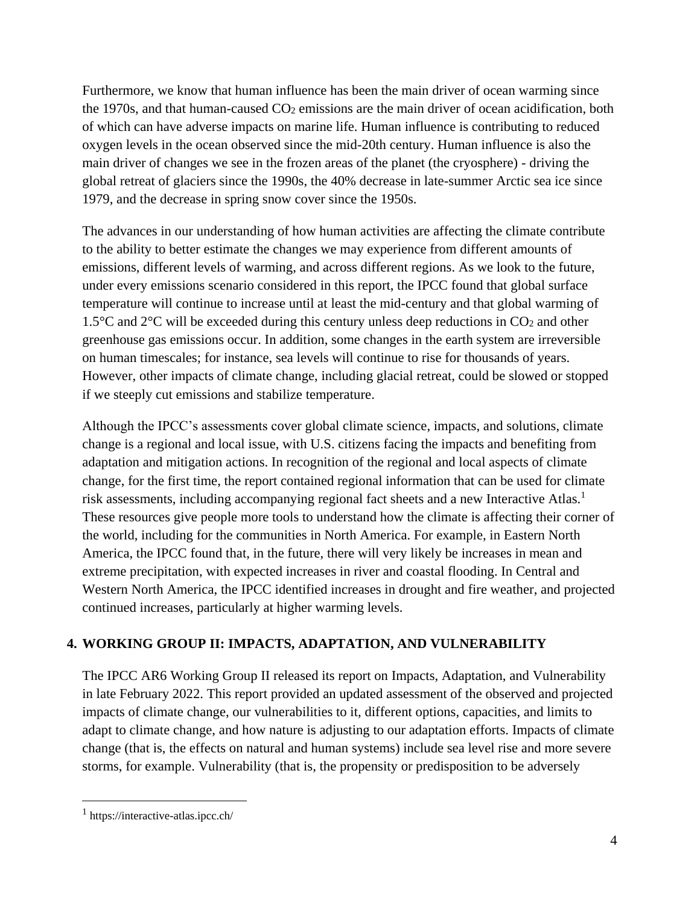Furthermore, we know that human influence has been the main driver of ocean warming since the 1970s, and that human-caused $CO_2$ emissions are the main driver of ocean acidification, both of which can have adverse impacts on marine life. Human influence is contributing to reduced oxygen levels in the ocean observed since the mid-20th century. Human influence is also the main driver of changes we see in the frozen areas of the planet (the cryosphere) - driving the global retreat of glaciers since the 1990s, the 40% decrease in late-summer Arctic sea ice since 1979, and the decrease in spring snow cover since the 1950s.

The advances in our understanding of how human activities are affecting the climate contribute to the ability to better estimate the changes we may experience from different amounts of emissions, different levels of warming, and across different regions. As we look to the future, under every emissions scenario considered in this report, the IPCC found that global surface temperature will continue to increase until at least the mid-century and that global warming of 1.5°C and 2°C will be exceeded during this century unless deep reductions in $CO_2$ and other greenhouse gas emissions occur. In addition, some changes in the earth system are irreversible on human timescales; for instance, sea levels will continue to rise for thousands of years. However, other impacts of climate change, including glacial retreat, could be slowed or stopped if we steeply cut emissions and stabilize temperature.

Although the IPCC's assessments cover global climate science, impacts, and solutions, climate change is a regional and local issue, with U.S. citizens facing the impacts and benefiting from adaptation and mitigation actions. In recognition of the regional and local aspects of climate change, for the first time, the report contained regional information that can be used for climate risk assessments, including accompanying regional fact sheets and a new Interactive Atlas.[1] These resources give people more tools to understand how the climate is affecting their corner of the world, including for the communities in North America. For example, in Eastern North America, the IPCC found that, in the future, there will very likely be increases in mean and extreme precipitation, with expected increases in river and coastal flooding. In Central and Western North America, the IPCC identified increases in drought and fire weather, and projected continued increases, particularly at higher warming levels.

## 4. WORKING GROUP II: IMPACTS, ADAPTATION, AND VULNERABILITY

The IPCC AR6 Working Group II released its report on Impacts, Adaptation, and Vulnerability in late February 2022. This report provided an updated assessment of the observed and projected impacts of climate change, our vulnerabilities to it, different options, capacities, and limits to adapt to climate change, and how nature is adjusting to our adaptation efforts. Impacts of climate change (that is, the effects on natural and human systems) include sea level rise and more severe storms, for example. Vulnerability (that is, the propensity or predisposition to be adversely

---

[1] https://interactive-atlas.ipcc.ch/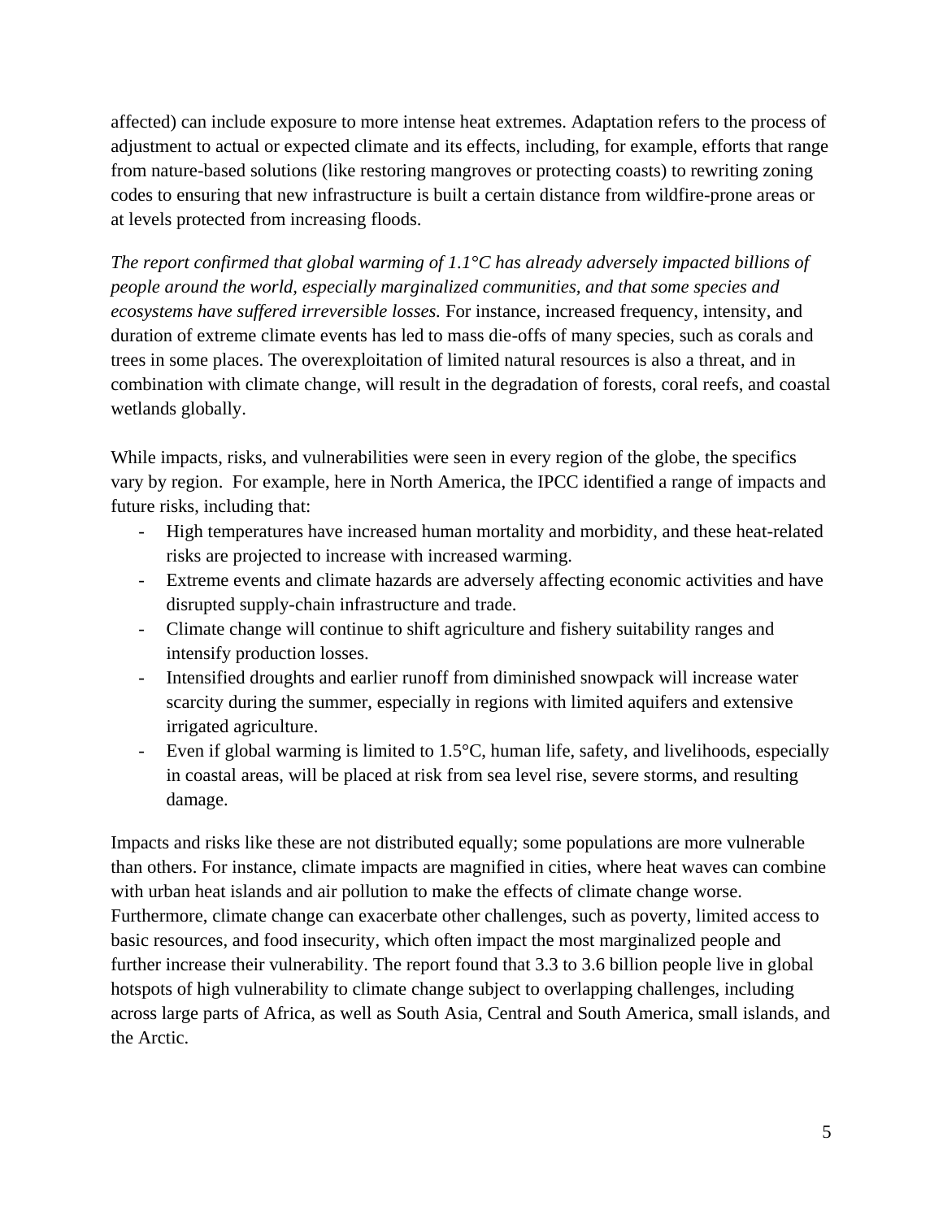affected) can include exposure to more intense heat extremes. Adaptation refers to the process of adjustment to actual or expected climate and its effects, including, for example, efforts that range from nature-based solutions (like restoring mangroves or protecting coasts) to rewriting zoning codes to ensuring that new infrastructure is built a certain distance from wildfire-prone areas or at levels protected from increasing floods.

*The report confirmed that global warming of 1.1°C has already adversely impacted billions of people around the world, especially marginalized communities, and that some species and ecosystems have suffered irreversible losses.* For instance, increased frequency, intensity, and duration of extreme climate events has led to mass die-offs of many species, such as corals and trees in some places. The overexploitation of limited natural resources is also a threat, and in combination with climate change, will result in the degradation of forests, coral reefs, and coastal wetlands globally.

While impacts, risks, and vulnerabilities were seen in every region of the globe, the specifics vary by region. For example, here in North America, the IPCC identified a range of impacts and future risks, including that:

- High temperatures have increased human mortality and morbidity, and these heat-related risks are projected to increase with increased warming.
- Extreme events and climate hazards are adversely affecting economic activities and have disrupted supply-chain infrastructure and trade.
- Climate change will continue to shift agriculture and fishery suitability ranges and intensify production losses.
- Intensified droughts and earlier runoff from diminished snowpack will increase water scarcity during the summer, especially in regions with limited aquifers and extensive irrigated agriculture.
- Even if global warming is limited to 1.5°C, human life, safety, and livelihoods, especially in coastal areas, will be placed at risk from sea level rise, severe storms, and resulting damage.

Impacts and risks like these are not distributed equally; some populations are more vulnerable than others. For instance, climate impacts are magnified in cities, where heat waves can combine with urban heat islands and air pollution to make the effects of climate change worse. Furthermore, climate change can exacerbate other challenges, such as poverty, limited access to basic resources, and food insecurity, which often impact the most marginalized people and further increase their vulnerability. The report found that 3.3 to 3.6 billion people live in global hotspots of high vulnerability to climate change subject to overlapping challenges, including across large parts of Africa, as well as South Asia, Central and South America, small islands, and the Arctic.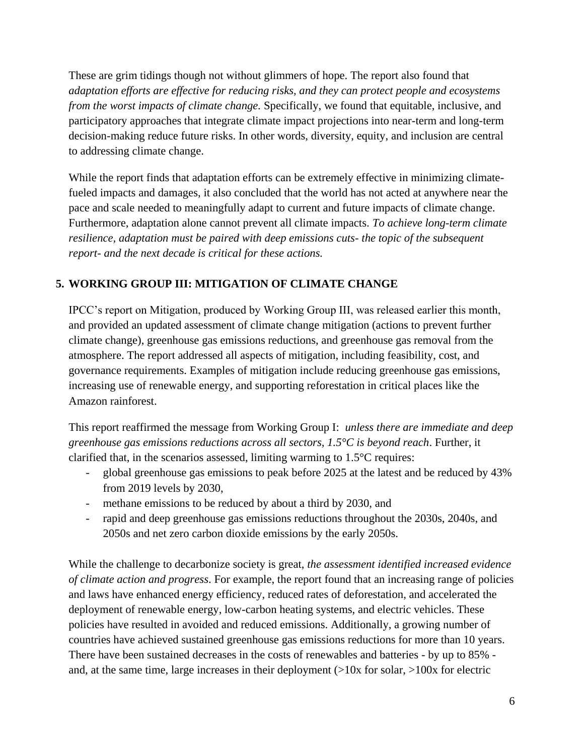These are grim tidings though not without glimmers of hope. The report also found that *adaptation efforts are effective for reducing risks, and they can protect people and ecosystems from the worst impacts of climate change.* Specifically, we found that equitable, inclusive, and participatory approaches that integrate climate impact projections into near-term and long-term decision-making reduce future risks. In other words, diversity, equity, and inclusion are central to addressing climate change.

While the report finds that adaptation efforts can be extremely effective in minimizing climate-fueled impacts and damages, it also concluded that the world has not acted at anywhere near the pace and scale needed to meaningfully adapt to current and future impacts of climate change. Furthermore, adaptation alone cannot prevent all climate impacts. *To achieve long-term climate resilience, adaptation must be paired with deep emissions cuts- the topic of the subsequent report- and the next decade is critical for these actions.*

## 5. WORKING GROUP III: MITIGATION OF CLIMATE CHANGE

IPCC's report on Mitigation, produced by Working Group III, was released earlier this month, and provided an updated assessment of climate change mitigation (actions to prevent further climate change), greenhouse gas emissions reductions, and greenhouse gas removal from the atmosphere. The report addressed all aspects of mitigation, including feasibility, cost, and governance requirements. Examples of mitigation include reducing greenhouse gas emissions, increasing use of renewable energy, and supporting reforestation in critical places like the Amazon rainforest.

This report reaffirmed the message from Working Group I: *unless there are immediate and deep greenhouse gas emissions reductions across all sectors, 1.5°C is beyond reach*. Further, it clarified that, in the scenarios assessed, limiting warming to 1.5°C requires:

- global greenhouse gas emissions to peak before 2025 at the latest and be reduced by 43% from 2019 levels by 2030,
- methane emissions to be reduced by about a third by 2030, and
- rapid and deep greenhouse gas emissions reductions throughout the 2030s, 2040s, and 2050s and net zero carbon dioxide emissions by the early 2050s.

While the challenge to decarbonize society is great, *the assessment identified increased evidence of climate action and progress*. For example, the report found that an increasing range of policies and laws have enhanced energy efficiency, reduced rates of deforestation, and accelerated the deployment of renewable energy, low-carbon heating systems, and electric vehicles. These policies have resulted in avoided and reduced emissions. Additionally, a growing number of countries have achieved sustained greenhouse gas emissions reductions for more than 10 years. There have been sustained decreases in the costs of renewables and batteries - by up to 85% - and, at the same time, large increases in their deployment (>10x for solar, >100x for electric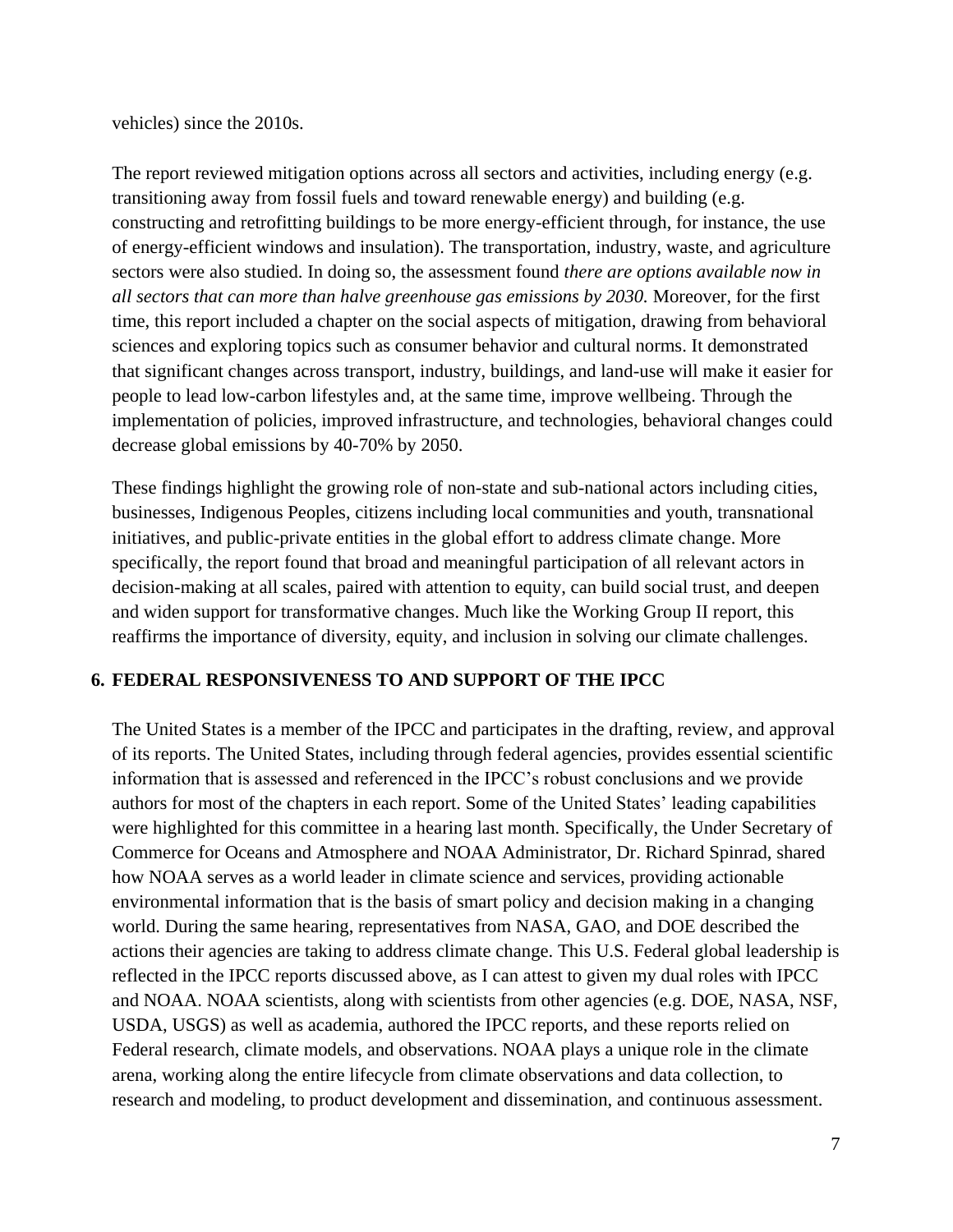vehicles) since the 2010s.

The report reviewed mitigation options across all sectors and activities, including energy (e.g. transitioning away from fossil fuels and toward renewable energy) and building (e.g. constructing and retrofitting buildings to be more energy-efficient through, for instance, the use of energy-efficient windows and insulation). The transportation, industry, waste, and agriculture sectors were also studied. In doing so, the assessment found *there are options available now in all sectors that can more than halve greenhouse gas emissions by 2030.* Moreover, for the first time, this report included a chapter on the social aspects of mitigation, drawing from behavioral sciences and exploring topics such as consumer behavior and cultural norms. It demonstrated that significant changes across transport, industry, buildings, and land-use will make it easier for people to lead low-carbon lifestyles and, at the same time, improve wellbeing. Through the implementation of policies, improved infrastructure, and technologies, behavioral changes could decrease global emissions by 40-70% by 2050.

These findings highlight the growing role of non-state and sub-national actors including cities, businesses, Indigenous Peoples, citizens including local communities and youth, transnational initiatives, and public-private entities in the global effort to address climate change. More specifically, the report found that broad and meaningful participation of all relevant actors in decision-making at all scales, paired with attention to equity, can build social trust, and deepen and widen support for transformative changes. Much like the Working Group II report, this reaffirms the importance of diversity, equity, and inclusion in solving our climate challenges.

## 6. FEDERAL RESPONSIVENESS TO AND SUPPORT OF THE IPCC

The United States is a member of the IPCC and participates in the drafting, review, and approval of its reports. The United States, including through federal agencies, provides essential scientific information that is assessed and referenced in the IPCC's robust conclusions and we provide authors for most of the chapters in each report. Some of the United States' leading capabilities were highlighted for this committee in a hearing last month. Specifically, the Under Secretary of Commerce for Oceans and Atmosphere and NOAA Administrator, Dr. Richard Spinrad, shared how NOAA serves as a world leader in climate science and services, providing actionable environmental information that is the basis of smart policy and decision making in a changing world. During the same hearing, representatives from NASA, GAO, and DOE described the actions their agencies are taking to address climate change. This U.S. Federal global leadership is reflected in the IPCC reports discussed above, as I can attest to given my dual roles with IPCC and NOAA. NOAA scientists, along with scientists from other agencies (e.g. DOE, NASA, NSF, USDA, USGS) as well as academia, authored the IPCC reports, and these reports relied on Federal research, climate models, and observations. NOAA plays a unique role in the climate arena, working along the entire lifecycle from climate observations and data collection, to research and modeling, to product development and dissemination, and continuous assessment.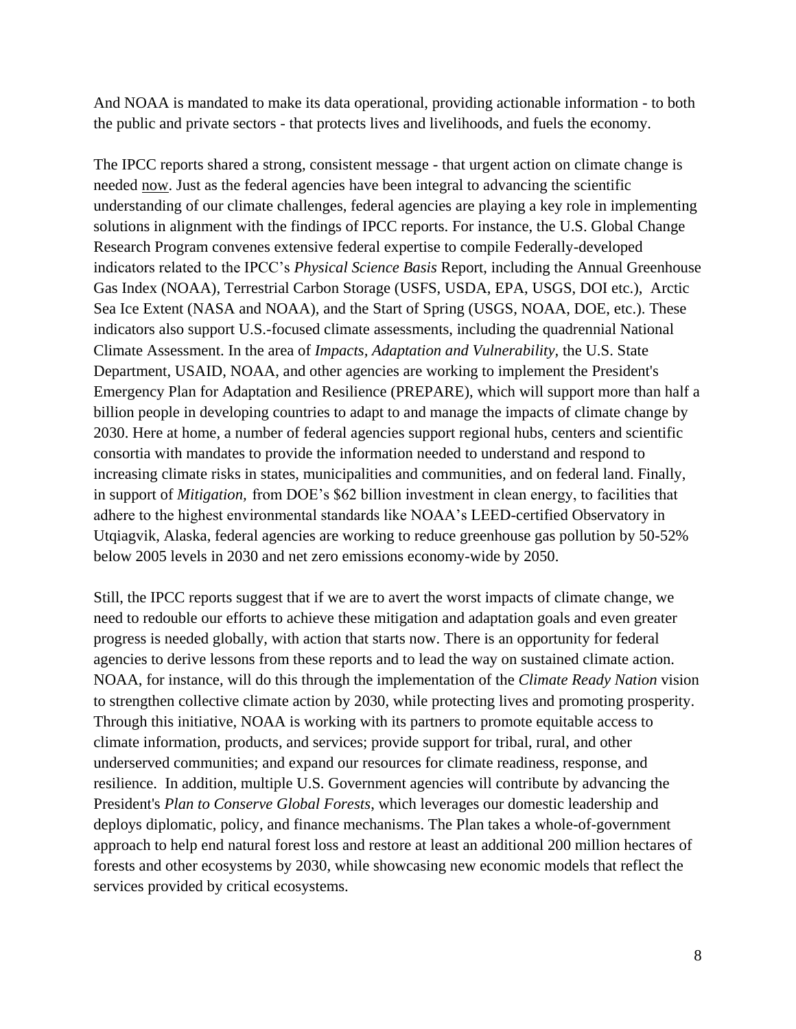And NOAA is mandated to make its data operational, providing actionable information - to both the public and private sectors - that protects lives and livelihoods, and fuels the economy.

The IPCC reports shared a strong, consistent message - that urgent action on climate change is needed now. Just as the federal agencies have been integral to advancing the scientific understanding of our climate challenges, federal agencies are playing a key role in implementing solutions in alignment with the findings of IPCC reports. For instance, the U.S. Global Change Research Program convenes extensive federal expertise to compile Federally-developed indicators related to the IPCC's *Physical Science Basis* Report, including the Annual Greenhouse Gas Index (NOAA), Terrestrial Carbon Storage (USFS, USDA, EPA, USGS, DOI etc.), Arctic Sea Ice Extent (NASA and NOAA), and the Start of Spring (USGS, NOAA, DOE, etc.). These indicators also support U.S.-focused climate assessments, including the quadrennial National Climate Assessment. In the area of *Impacts, Adaptation and Vulnerability,* the U.S. State Department, USAID, NOAA, and other agencies are working to implement the President's Emergency Plan for Adaptation and Resilience (PREPARE), which will support more than half a billion people in developing countries to adapt to and manage the impacts of climate change by 2030. Here at home, a number of federal agencies support regional hubs, centers and scientific consortia with mandates to provide the information needed to understand and respond to increasing climate risks in states, municipalities and communities, and on federal land. Finally, in support of *Mitigation,* from DOE's $62 billion investment in clean energy, to facilities that adhere to the highest environmental standards like NOAA's LEED-certified Observatory in Utqiagvik, Alaska, federal agencies are working to reduce greenhouse gas pollution by 50-52% below 2005 levels in 2030 and net zero emissions economy-wide by 2050.

Still, the IPCC reports suggest that if we are to avert the worst impacts of climate change, we need to redouble our efforts to achieve these mitigation and adaptation goals and even greater progress is needed globally, with action that starts now. There is an opportunity for federal agencies to derive lessons from these reports and to lead the way on sustained climate action. NOAA, for instance, will do this through the implementation of the *Climate Ready Nation* vision to strengthen collective climate action by 2030, while protecting lives and promoting prosperity. Through this initiative, NOAA is working with its partners to promote equitable access to climate information, products, and services; provide support for tribal, rural, and other underserved communities; and expand our resources for climate readiness, response, and resilience. In addition, multiple U.S. Government agencies will contribute by advancing the President's *Plan to Conserve Global Forests*, which leverages our domestic leadership and deploys diplomatic, policy, and finance mechanisms. The Plan takes a whole-of-government approach to help end natural forest loss and restore at least an additional 200 million hectares of forests and other ecosystems by 2030, while showcasing new economic models that reflect the services provided by critical ecosystems.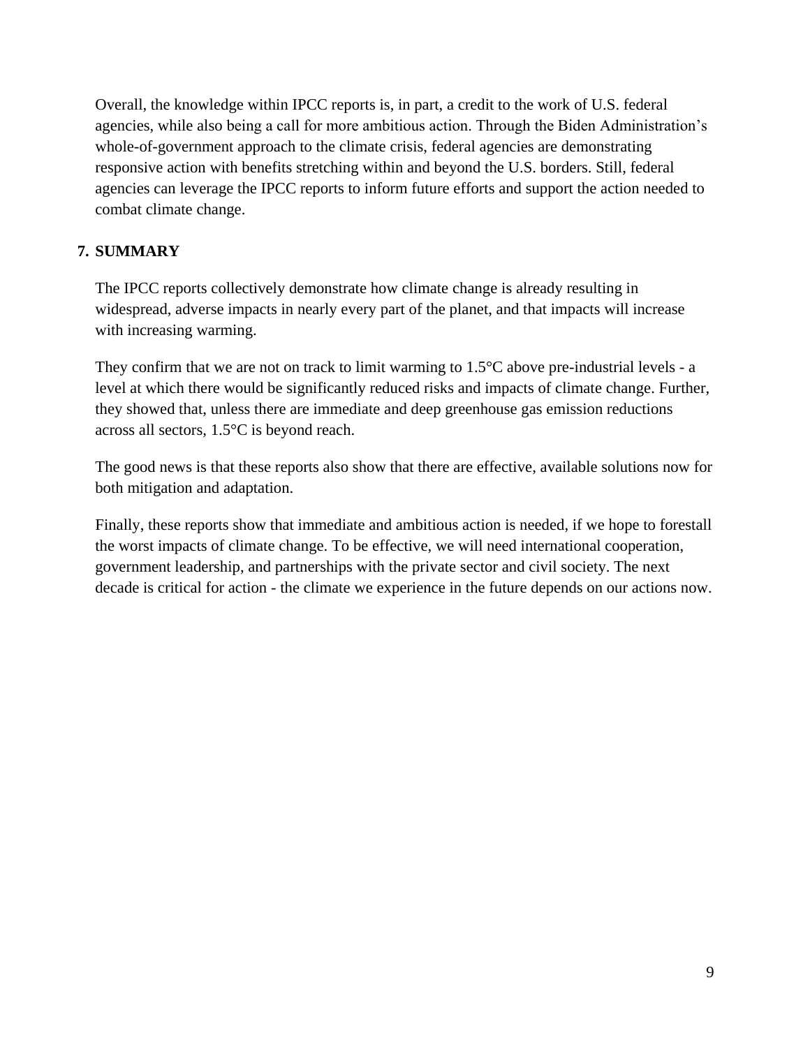Overall, the knowledge within IPCC reports is, in part, a credit to the work of U.S. federal agencies, while also being a call for more ambitious action. Through the Biden Administration's whole-of-government approach to the climate crisis, federal agencies are demonstrating responsive action with benefits stretching within and beyond the U.S. borders. Still, federal agencies can leverage the IPCC reports to inform future efforts and support the action needed to combat climate change.

## 7. SUMMARY

The IPCC reports collectively demonstrate how climate change is already resulting in widespread, adverse impacts in nearly every part of the planet, and that impacts will increase with increasing warming.

They confirm that we are not on track to limit warming to 1.5°C above pre-industrial levels - a level at which there would be significantly reduced risks and impacts of climate change. Further, they showed that, unless there are immediate and deep greenhouse gas emission reductions across all sectors, 1.5°C is beyond reach.

The good news is that these reports also show that there are effective, available solutions now for both mitigation and adaptation.

Finally, these reports show that immediate and ambitious action is needed, if we hope to forestall the worst impacts of climate change. To be effective, we will need international cooperation, government leadership, and partnerships with the private sector and civil society. The next decade is critical for action - the climate we experience in the future depends on our actions now.